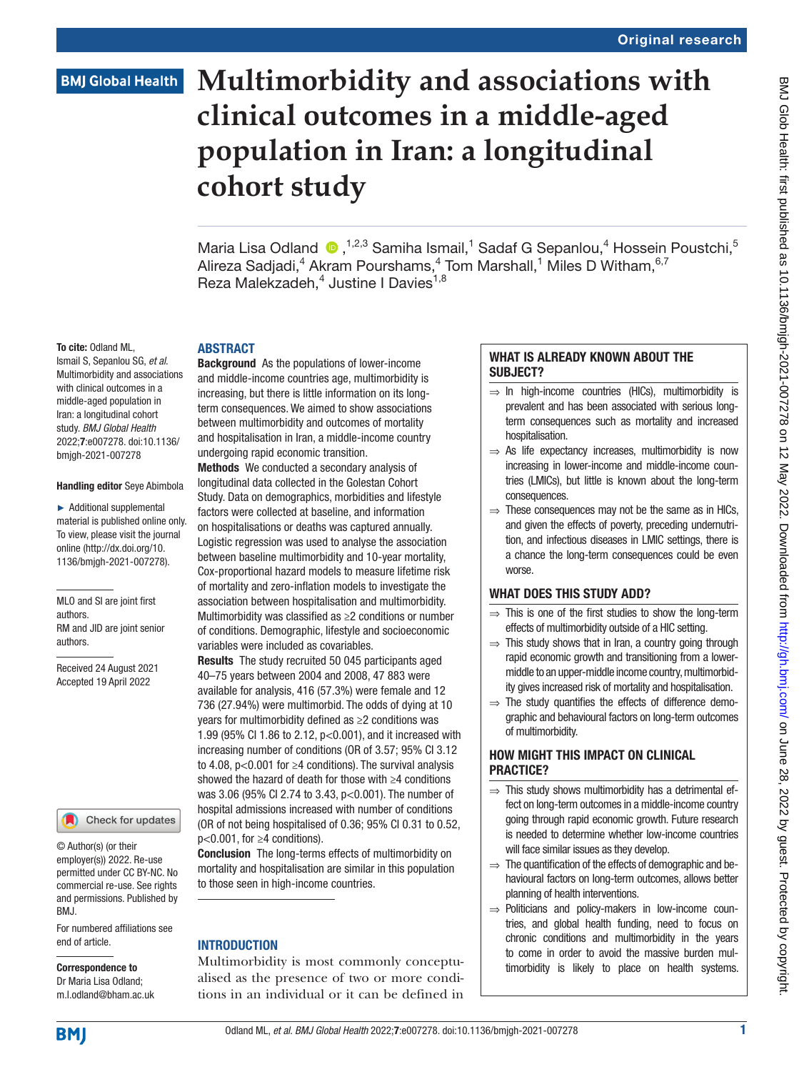Original research

# Multimorbidity and associations with clinical outcomes in a middle-aged population in Iran: a longitudinal cohort study

Maria Lisa Odland,[1,2,3] Samiha Ismail,[1] Sadaf G Sepanlou,[4] Hossein Poustchi,[5] Alireza Sadjadi,[4] Akram Pourshams,[4] Tom Marshall,[1] Miles D Witham,[6,7] Reza Malekzadeh,[4] Justine I Davies[1,8]

**To cite:** Odland ML, Ismail S, Sepanlou SG, *et al*. Multimorbidity and associations with clinical outcomes in a middle-aged population in Iran: a longitudinal cohort study. *BMJ Global Health* 2022;**7**:e007278. doi:10.1136/bmjgh-2021-007278

**Handling editor** Seye Abimbola

► Additional supplemental material is published online only. To view, please visit the journal online (http://dx.doi.org/10.1136/bmjgh-2021-007278).

MLO and SI are joint first authors.
RM and JID are joint senior authors.

Received 24 August 2021
Accepted 19 April 2022

© Author(s) (or their employer(s)) 2022. Re-use permitted under CC BY-NC. No commercial re-use. See rights and permissions. Published by BMJ.

For numbered affiliations see end of article.

**Correspondence to**
Dr Maria Lisa Odland;
m.l.odland@bham.ac.uk

## ABSTRACT

**Background** As the populations of lower-income and middle-income countries age, multimorbidity is increasing, but there is little information on its long-term consequences. We aimed to show associations between multimorbidity and outcomes of mortality and hospitalisation in Iran, a middle-income country undergoing rapid economic transition.

**Methods** We conducted a secondary analysis of longitudinal data collected in the Golestan Cohort Study. Data on demographics, morbidities and lifestyle factors were collected at baseline, and information on hospitalisations or deaths was captured annually. Logistic regression was used to analyse the association between baseline multimorbidity and 10-year mortality, Cox-proportional hazard models to measure lifetime risk of mortality and zero-inflation models to investigate the association between hospitalisation and multimorbidity. Multimorbidity was classified as ≥2 conditions or number of conditions. Demographic, lifestyle and socioeconomic variables were included as covariables.

**Results** The study recruited 50 045 participants aged 40–75 years between 2004 and 2008, 47 883 were available for analysis, 416 (57.3%) were female and 12 736 (27.94%) were multimorbid. The odds of dying at 10 years for multimorbidity defined as ≥2 conditions was 1.99 (95% CI 1.86 to 2.12, p<0.001), and it increased with increasing number of conditions (OR of 3.57; 95% CI 3.12 to 4.08, p<0.001 for ≥4 conditions). The survival analysis showed the hazard of death for those with ≥4 conditions was 3.06 (95% CI 2.74 to 3.43, p<0.001). The number of hospital admissions increased with number of conditions (OR of not being hospitalised of 0.36; 95% CI 0.31 to 0.52, p<0.001, for ≥4 conditions).

**Conclusion** The long-terms effects of multimorbidity on mortality and hospitalisation are similar in this population to those seen in high-income countries.

## WHAT IS ALREADY KNOWN ABOUT THE SUBJECT?

⇒ In high-income countries (HICs), multimorbidity is prevalent and has been associated with serious long-term consequences such as mortality and increased hospitalisation.

⇒ As life expectancy increases, multimorbidity is now increasing in lower-income and middle-income countries (LMICs), but little is known about the long-term consequences.

⇒ These consequences may not be the same as in HICs, and given the effects of poverty, preceding undernutrition, and infectious diseases in LMIC settings, there is a chance the long-term consequences could be even worse.

## WHAT DOES THIS STUDY ADD?

⇒ This is one of the first studies to show the long-term effects of multimorbidity outside of a HIC setting.

⇒ This study shows that in Iran, a country going through rapid economic growth and transitioning from a lower-middle to an upper-middle income country, multimorbidity gives increased risk of mortality and hospitalisation.

⇒ The study quantifies the effects of difference demographic and behavioural factors on long-term outcomes of multimorbidity.

## HOW MIGHT THIS IMPACT ON CLINICAL PRACTICE?

⇒ This study shows multimorbidity has a detrimental effect on long-term outcomes in a middle-income country going through rapid economic growth. Future research is needed to determine whether low-income countries will face similar issues as they develop.

⇒ The quantification of the effects of demographic and behavioural factors on long-term outcomes, allows better planning of health interventions.

⇒ Politicians and policy-makers in low-income countries, and global health funding, need to focus on chronic conditions and multimorbidity in the years to come in order to avoid the massive burden multimorbidity is likely to place on health systems.

## INTRODUCTION

Multimorbidity is most commonly conceptualised as the presence of two or more conditions in an individual or it can be defined in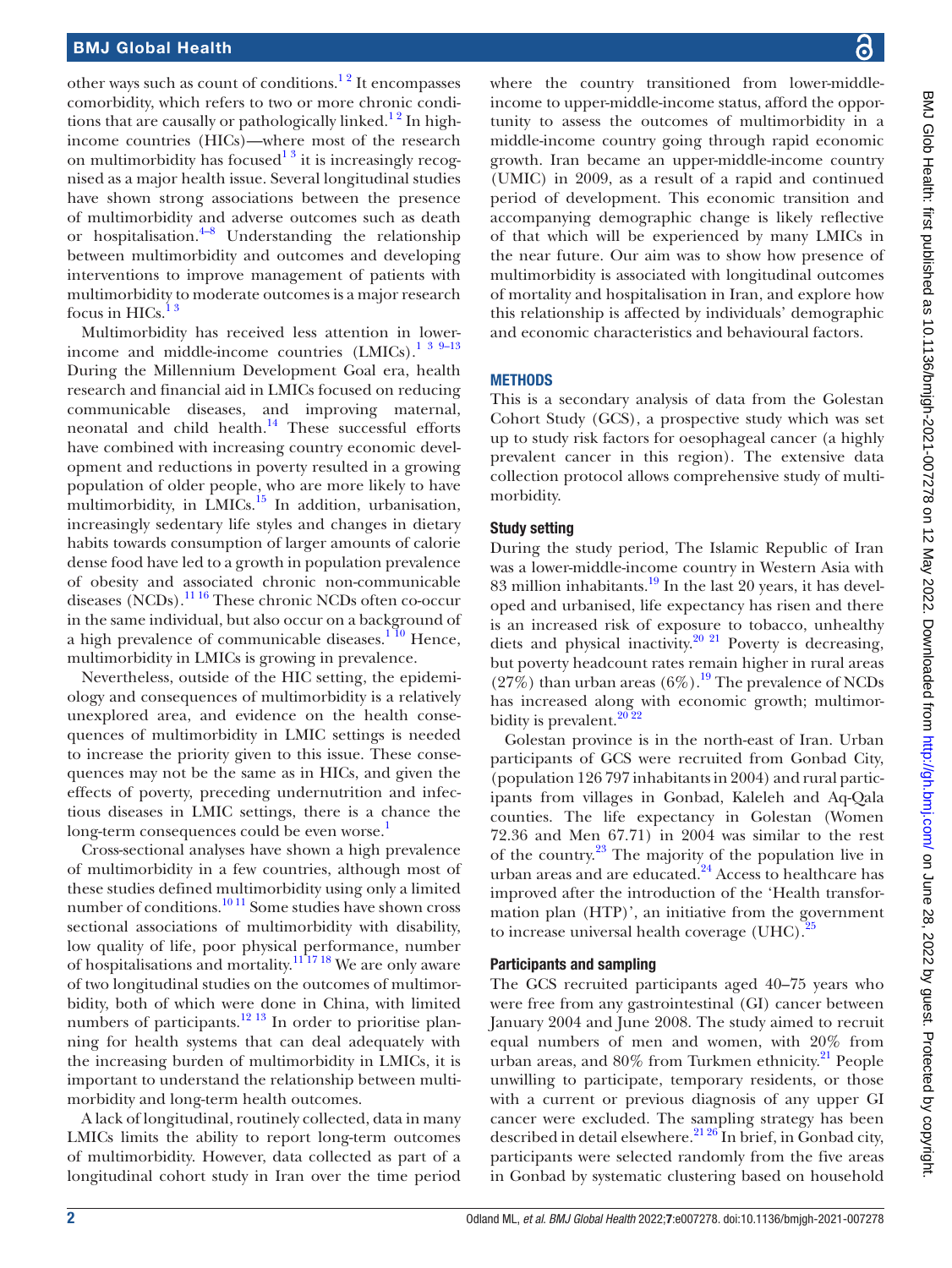other ways such as count of conditions.[1,2] It encompasses comorbidity, which refers to two or more chronic conditions that are causally or pathologically linked.[1,2] In high-income countries (HICs)—where most of the research on multimorbidity has focused[1,3] it is increasingly recognised as a major health issue. Several longitudinal studies have shown strong associations between the presence of multimorbidity and adverse outcomes such as death or hospitalisation.[4–8] Understanding the relationship between multimorbidity and outcomes and developing interventions to improve management of patients with multimorbidity to moderate outcomes is a major research focus in HICs.[1,3]

Multimorbidity has received less attention in lower-income and middle-income countries (LMICs).[1,3,9–13] During the Millennium Development Goal era, health research and financial aid in LMICs focused on reducing communicable diseases, and improving maternal, neonatal and child health.[14] These successful efforts have combined with increasing country economic development and reductions in poverty resulted in a growing population of older people, who are more likely to have multimorbidity, in LMICs.[15] In addition, urbanisation, increasingly sedentary life styles and changes in dietary habits towards consumption of larger amounts of calorie dense food have led to a growth in population prevalence of obesity and associated chronic non-communicable diseases (NCDs).[11,16] These chronic NCDs often co-occur in the same individual, but also occur on a background of a high prevalence of communicable diseases.[1,10] Hence, multimorbidity in LMICs is growing in prevalence.

Nevertheless, outside of the HIC setting, the epidemiology and consequences of multimorbidity is a relatively unexplored area, and evidence on the health consequences of multimorbidity in LMIC settings is needed to increase the priority given to this issue. These consequences may not be the same as in HICs, and given the effects of poverty, preceding undernutrition and infectious diseases in LMIC settings, there is a chance the long-term consequences could be even worse.[1]

Cross-sectional analyses have shown a high prevalence of multimorbidity in a few countries, although most of these studies defined multimorbidity using only a limited number of conditions.[10,11] Some studies have shown cross sectional associations of multimorbidity with disability, low quality of life, poor physical performance, number of hospitalisations and mortality.[11,17,18] We are only aware of two longitudinal studies on the outcomes of multimorbidity, both of which were done in China, with limited numbers of participants.[12,13] In order to prioritise planning for health systems that can deal adequately with the increasing burden of multimorbidity in LMICs, it is important to understand the relationship between multimorbidity and long-term health outcomes.

A lack of longitudinal, routinely collected, data in many LMICs limits the ability to report long-term outcomes of multimorbidity. However, data collected as part of a longitudinal cohort study in Iran over the time period where the country transitioned from lower-middle-income to upper-middle-income status, afford the opportunity to assess the outcomes of multimorbidity in a middle-income country going through rapid economic growth. Iran became an upper-middle-income country (UMIC) in 2009, as a result of a rapid and continued period of development. This economic transition and accompanying demographic change is likely reflective of that which will be experienced by many LMICs in the near future. Our aim was to show how presence of multimorbidity is associated with longitudinal outcomes of mortality and hospitalisation in Iran, and explore how this relationship is affected by individuals' demographic and economic characteristics and behavioural factors.

## METHODS

This is a secondary analysis of data from the Golestan Cohort Study (GCS), a prospective study which was set up to study risk factors for oesophageal cancer (a highly prevalent cancer in this region). The extensive data collection protocol allows comprehensive study of multimorbidity.

### Study setting

During the study period, The Islamic Republic of Iran was a lower-middle-income country in Western Asia with 83 million inhabitants.[19] In the last 20 years, it has developed and urbanised, life expectancy has risen and there is an increased risk of exposure to tobacco, unhealthy diets and physical inactivity.[20,21] Poverty is decreasing, but poverty headcount rates remain higher in rural areas (27%) than urban areas (6%).[19] The prevalence of NCDs has increased along with economic growth; multimorbidity is prevalent.[20,22]

Golestan province is in the north-east of Iran. Urban participants of GCS were recruited from Gonbad City, (population 126 797 inhabitants in 2004) and rural participants from villages in Gonbad, Kaleleh and Aq-Qala counties. The life expectancy in Golestan (Women 72.36 and Men 67.71) in 2004 was similar to the rest of the country.[23] The majority of the population live in urban areas and are educated.[24] Access to healthcare has improved after the introduction of the 'Health transformation plan (HTP)', an initiative from the government to increase universal health coverage (UHC).[25]

### Participants and sampling

The GCS recruited participants aged 40–75 years who were free from any gastrointestinal (GI) cancer between January 2004 and June 2008. The study aimed to recruit equal numbers of men and women, with 20% from urban areas, and 80% from Turkmen ethnicity.[21] People unwilling to participate, temporary residents, or those with a current or previous diagnosis of any upper GI cancer were excluded. The sampling strategy has been described in detail elsewhere.[21,26] In brief, in Gonbad city, participants were selected randomly from the five areas in Gonbad by systematic clustering based on household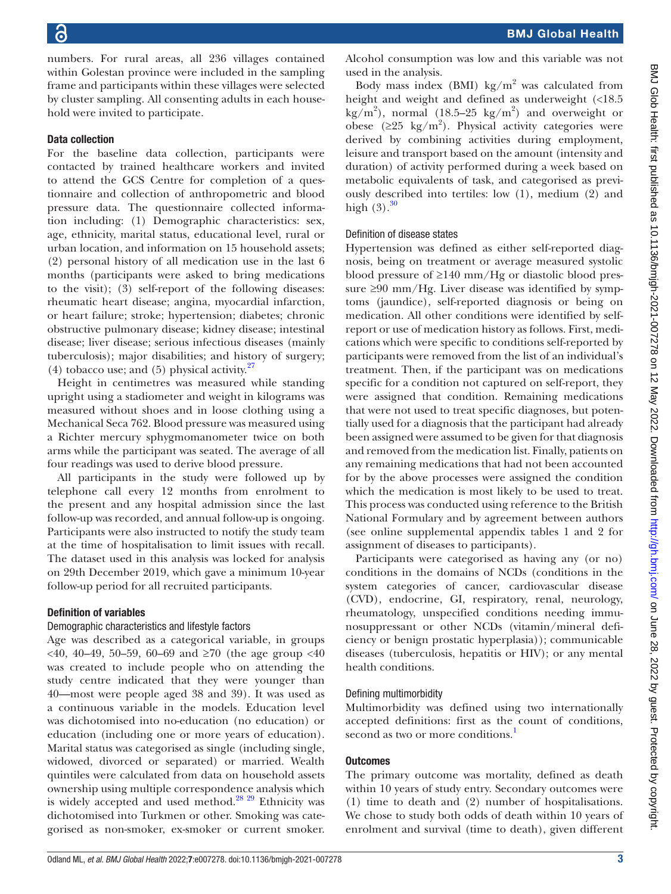numbers. For rural areas, all 236 villages contained within Golestan province were included in the sampling frame and participants within these villages were selected by cluster sampling. All consenting adults in each household were invited to participate.

## Data collection

For the baseline data collection, participants were contacted by trained healthcare workers and invited to attend the GCS Centre for completion of a questionnaire and collection of anthropometric and blood pressure data. The questionnaire collected information including: (1) Demographic characteristics: sex, age, ethnicity, marital status, educational level, rural or urban location, and information on 15 household assets; (2) personal history of all medication use in the last 6 months (participants were asked to bring medications to the visit); (3) self-report of the following diseases: rheumatic heart disease; angina, myocardial infarction, or heart failure; stroke; hypertension; diabetes; chronic obstructive pulmonary disease; kidney disease; intestinal disease; liver disease; serious infectious diseases (mainly tuberculosis); major disabilities; and history of surgery; (4) tobacco use; and (5) physical activity.[27]

Height in centimetres was measured while standing upright using a stadiometer and weight in kilograms was measured without shoes and in loose clothing using a Mechanical Seca 762. Blood pressure was measured using a Richter mercury sphygmomanometer twice on both arms while the participant was seated. The average of all four readings was used to derive blood pressure.

All participants in the study were followed up by telephone call every 12 months from enrolment to the present and any hospital admission since the last follow-up was recorded, and annual follow-up is ongoing. Participants were also instructed to notify the study team at the time of hospitalisation to limit issues with recall. The dataset used in this analysis was locked for analysis on 29th December 2019, which gave a minimum 10-year follow-up period for all recruited participants.

## Definition of variables

### Demographic characteristics and lifestyle factors

Age was described as a categorical variable, in groups <40, 40–49, 50–59, 60–69 and ≥70 (the age group <40 was created to include people who on attending the study centre indicated that they were younger than 40—most were people aged 38 and 39). It was used as a continuous variable in the models. Education level was dichotomised into no-education (no education) or education (including one or more years of education). Marital status was categorised as single (including single, widowed, divorced or separated) or married. Wealth quintiles were calculated from data on household assets ownership using multiple correspondence analysis which is widely accepted and used method.[28,29] Ethnicity was dichotomised into Turkmen or other. Smoking was categorised as non-smoker, ex-smoker or current smoker. Alcohol consumption was low and this variable was not used in the analysis.

Body mass index (BMI) $kg/m^2$ was calculated from height and weight and defined as underweight (<18.5 $kg/m^2$), normal (18.5–25 $kg/m^2$) and overweight or obese (≥25 $kg/m^2$). Physical activity categories were derived by combining activities during employment, leisure and transport based on the amount (intensity and duration) of activity performed during a week based on metabolic equivalents of task, and categorised as previously described into tertiles: low (1), medium (2) and high (3).[30]

### Definition of disease states

Hypertension was defined as either self-reported diagnosis, being on treatment or average measured systolic blood pressure of ≥140 mm/Hg or diastolic blood pressure ≥90 mm/Hg. Liver disease was identified by symptoms (jaundice), self-reported diagnosis or being on medication. All other conditions were identified by self-report or use of medication history as follows. First, medications which were specific to conditions self-reported by participants were removed from the list of an individual's treatment. Then, if the participant was on medications specific for a condition not captured on self-report, they were assigned that condition. Remaining medications that were not used to treat specific diagnoses, but potentially used for a diagnosis that the participant had already been assigned were assumed to be given for that diagnosis and removed from the medication list. Finally, patients on any remaining medications that had not been accounted for by the above processes were assigned the condition which the medication is most likely to be used to treat. This process was conducted using reference to the British National Formulary and by agreement between authors (see online supplemental appendix tables 1 and 2 for assignment of diseases to participants).

Participants were categorised as having any (or no) conditions in the domains of NCDs (conditions in the system categories of cancer, cardiovascular disease (CVD), endocrine, GI, respiratory, renal, neurology, rheumatology, unspecified conditions needing immunosuppressant or other NCDs (vitamin/mineral deficiency or benign prostatic hyperplasia)); communicable diseases (tuberculosis, hepatitis or HIV); or any mental health conditions.

### Defining multimorbidity

Multimorbidity was defined using two internationally accepted definitions: first as the count of conditions, second as two or more conditions.[1]

## Outcomes

The primary outcome was mortality, defined as death within 10 years of study entry. Secondary outcomes were (1) time to death and (2) number of hospitalisations. We chose to study both odds of death within 10 years of enrolment and survival (time to death), given different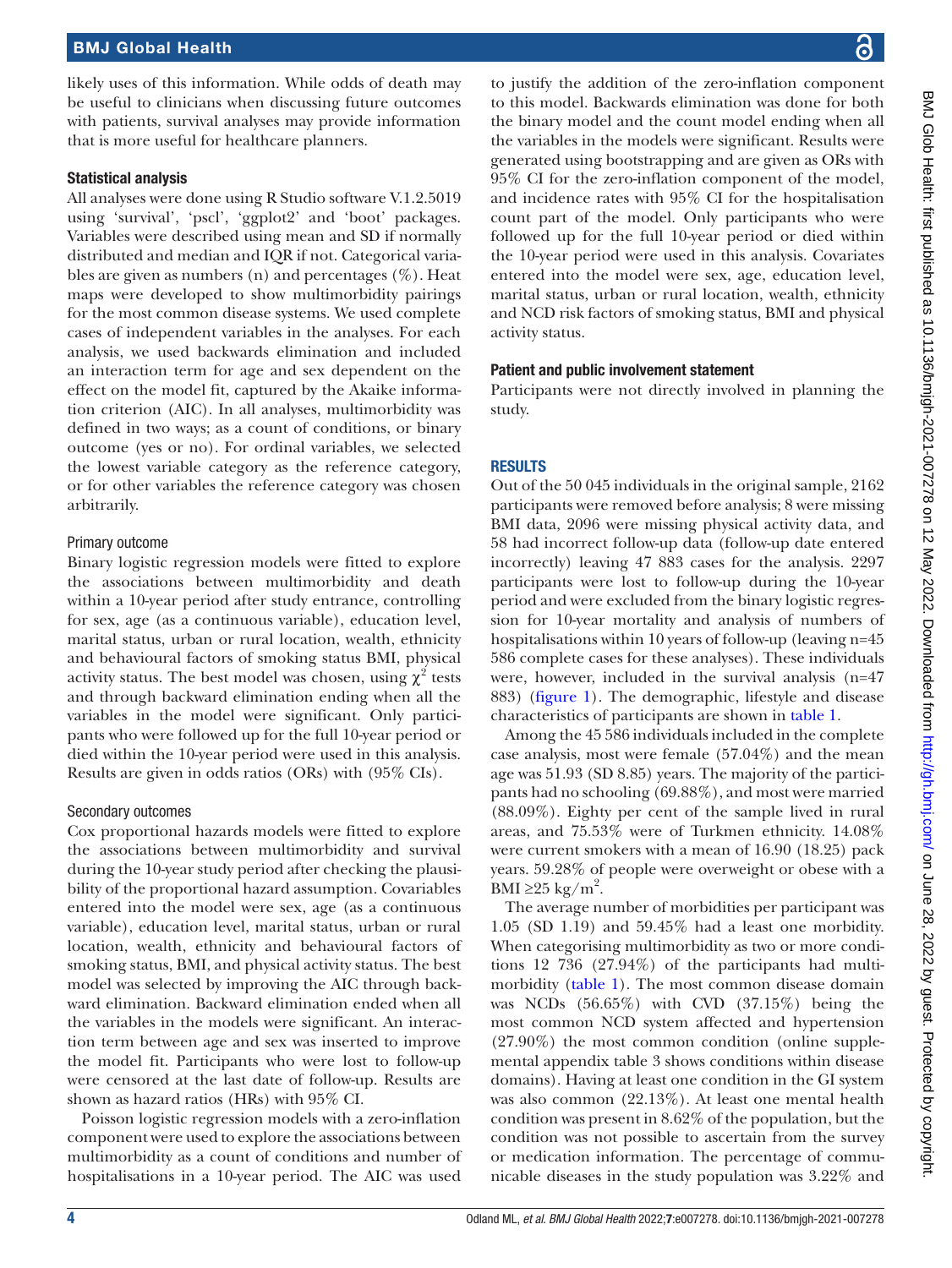likely uses of this information. While odds of death may be useful to clinicians when discussing future outcomes with patients, survival analyses may provide information that is more useful for healthcare planners.

### Statistical analysis

All analyses were done using R Studio software V.1.2.5019 using 'survival', 'pscl', 'ggplot2' and 'boot' packages. Variables were described using mean and SD if normally distributed and median and IQR if not. Categorical variables are given as numbers (n) and percentages (%). Heat maps were developed to show multimorbidity pairings for the most common disease systems. We used complete cases of independent variables in the analyses. For each analysis, we used backwards elimination and included an interaction term for age and sex dependent on the effect on the model fit, captured by the Akaike information criterion (AIC). In all analyses, multimorbidity was defined in two ways; as a count of conditions, or binary outcome (yes or no). For ordinal variables, we selected the lowest variable category as the reference category, or for other variables the reference category was chosen arbitrarily.

#### Primary outcome

Binary logistic regression models were fitted to explore the associations between multimorbidity and death within a 10-year period after study entrance, controlling for sex, age (as a continuous variable), education level, marital status, urban or rural location, wealth, ethnicity and behavioural factors of smoking status BMI, physical activity status. The best model was chosen, using $\chi^2$ tests and through backward elimination ending when all the variables in the model were significant. Only participants who were followed up for the full 10-year period or died within the 10-year period were used in this analysis. Results are given in odds ratios (ORs) with (95% CIs).

#### Secondary outcomes

Cox proportional hazards models were fitted to explore the associations between multimorbidity and survival during the 10-year study period after checking the plausibility of the proportional hazard assumption. Covariables entered into the model were sex, age (as a continuous variable), education level, marital status, urban or rural location, wealth, ethnicity and behavioural factors of smoking status, BMI, and physical activity status. The best model was selected by improving the AIC through backward elimination. Backward elimination ended when all the variables in the models were significant. An interaction term between age and sex was inserted to improve the model fit. Participants who were lost to follow-up were censored at the last date of follow-up. Results are shown as hazard ratios (HRs) with 95% CI.

Poisson logistic regression models with a zero-inflation component were used to explore the associations between multimorbidity as a count of conditions and number of hospitalisations in a 10-year period. The AIC was used to justify the addition of the zero-inflation component to this model. Backwards elimination was done for both the binary model and the count model ending when all the variables in the models were significant. Results were generated using bootstrapping and are given as ORs with 95% CI for the zero-inflation component of the model, and incidence rates with 95% CI for the hospitalisation count part of the model. Only participants who were followed up for the full 10-year period or died within the 10-year period were used in this analysis. Covariates entered into the model were sex, age, education level, marital status, urban or rural location, wealth, ethnicity and NCD risk factors of smoking status, BMI and physical activity status.

### Patient and public involvement statement

Participants were not directly involved in planning the study.

## RESULTS

Out of the 50 045 individuals in the original sample, 2162 participants were removed before analysis; 8 were missing BMI data, 2096 were missing physical activity data, and 58 had incorrect follow-up data (follow-up date entered incorrectly) leaving 47 883 cases for the analysis. 2297 participants were lost to follow-up during the 10-year period and were excluded from the binary logistic regression for 10-year mortality and analysis of numbers of hospitalisations within 10 years of follow-up (leaving n=45 586 complete cases for these analyses). These individuals were, however, included in the survival analysis (n=47 883) (figure 1). The demographic, lifestyle and disease characteristics of participants are shown in table 1.

Among the 45 586 individuals included in the complete case analysis, most were female (57.04%) and the mean age was 51.93 (SD 8.85) years. The majority of the participants had no schooling (69.88%), and most were married (88.09%). Eighty per cent of the sample lived in rural areas, and 75.53% were of Turkmen ethnicity. 14.08% were current smokers with a mean of 16.90 (18.25) pack years. 59.28% of people were overweight or obese with a BMI ≥25 kg/m$^2$.

The average number of morbidities per participant was 1.05 (SD 1.19) and 59.45% had a least one morbidity. When categorising multimorbidity as two or more conditions 12 736 (27.94%) of the participants had multimorbidity (table 1). The most common disease domain was NCDs (56.65%) with CVD (37.15%) being the most common NCD system affected and hypertension (27.90%) the most common condition (online supplemental appendix table 3 shows conditions within disease domains). Having at least one condition in the GI system was also common (22.13%). At least one mental health condition was present in 8.62% of the population, but the condition was not possible to ascertain from the survey or medication information. The percentage of communicable diseases in the study population was 3.22% and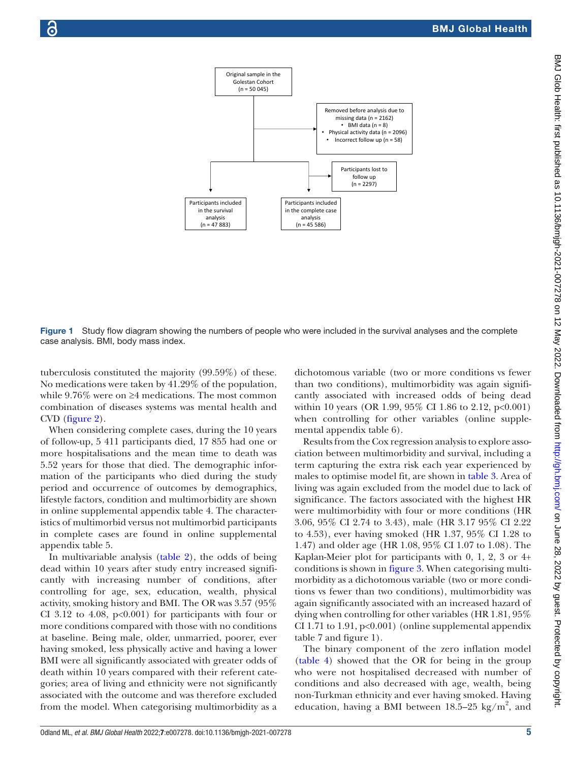Original sample in the Golestan Cohort (n = 50 045)

Removed before analysis due to missing data (n = 2162)
- BMI data (n = 8)
- Physical activity data (n = 2096)
- Incorrect follow up (n = 58)

Participants lost to follow up (n = 2297)

Participants included in the survival analysis (n = 47 883)

Participants included in the complete case analysis (n = 45 586)

**Figure 1** Study flow diagram showing the numbers of people who were included in the survival analyses and the complete case analysis. BMI, body mass index.

tuberculosis constituted the majority (99.59%) of these. No medications were taken by 41.29% of the population, while 9.76% were on ≥4 medications. The most common combination of diseases systems was mental health and CVD (figure 2).

When considering complete cases, during the 10 years of follow-up, 5 411 participants died, 17 855 had one or more hospitalisations and the mean time to death was 5.52 years for those that died. The demographic information of the participants who died during the study period and occurrence of outcomes by demographics, lifestyle factors, condition and multimorbidity are shown in online supplemental appendix table 4. The characteristics of multimorbid versus not multimorbid participants in complete cases are found in online supplemental appendix table 5.

In multivariable analysis (table 2), the odds of being dead within 10 years after study entry increased significantly with increasing number of conditions, after controlling for age, sex, education, wealth, physical activity, smoking history and BMI. The OR was 3.57 (95% CI 3.12 to 4.08, p<0.001) for participants with four or more conditions compared with those with no conditions at baseline. Being male, older, unmarried, poorer, ever having smoked, less physically active and having a lower BMI were all significantly associated with greater odds of death within 10 years compared with their referent categories; area of living and ethnicity were not significantly associated with the outcome and was therefore excluded from the model. When categorising multimorbidity as a dichotomous variable (two or more conditions vs fewer than two conditions), multimorbidity was again significantly associated with increased odds of being dead within 10 years (OR 1.99, 95% CI 1.86 to 2.12, p<0.001) when controlling for other variables (online supplemental appendix table 6).

Results from the Cox regression analysis to explore association between multimorbidity and survival, including a term capturing the extra risk each year experienced by males to optimise model fit, are shown in table 3. Area of living was again excluded from the model due to lack of significance. The factors associated with the highest HR were multimorbidity with four or more conditions (HR 3.06, 95% CI 2.74 to 3.43), male (HR 3.17 95% CI 2.22 to 4.53), ever having smoked (HR 1.37, 95% CI 1.28 to 1.47) and older age (HR 1.08, 95% CI 1.07 to 1.08). The Kaplan-Meier plot for participants with 0, 1, 2, 3 or 4+ conditions is shown in figure 3. When categorising multimorbidity as a dichotomous variable (two or more conditions vs fewer than two conditions), multimorbidity was again significantly associated with an increased hazard of dying when controlling for other variables (HR 1.81, 95% CI 1.71 to 1.91, p<0.001) (online supplemental appendix table 7 and figure 1).

The binary component of the zero inflation model (table 4) showed that the OR for being in the group who were not hospitalised decreased with number of conditions and also decreased with age, wealth, being non-Turkman ethnicity and ever having smoked. Having education, having a BMI between 18.5–25 kg/m$^2$, and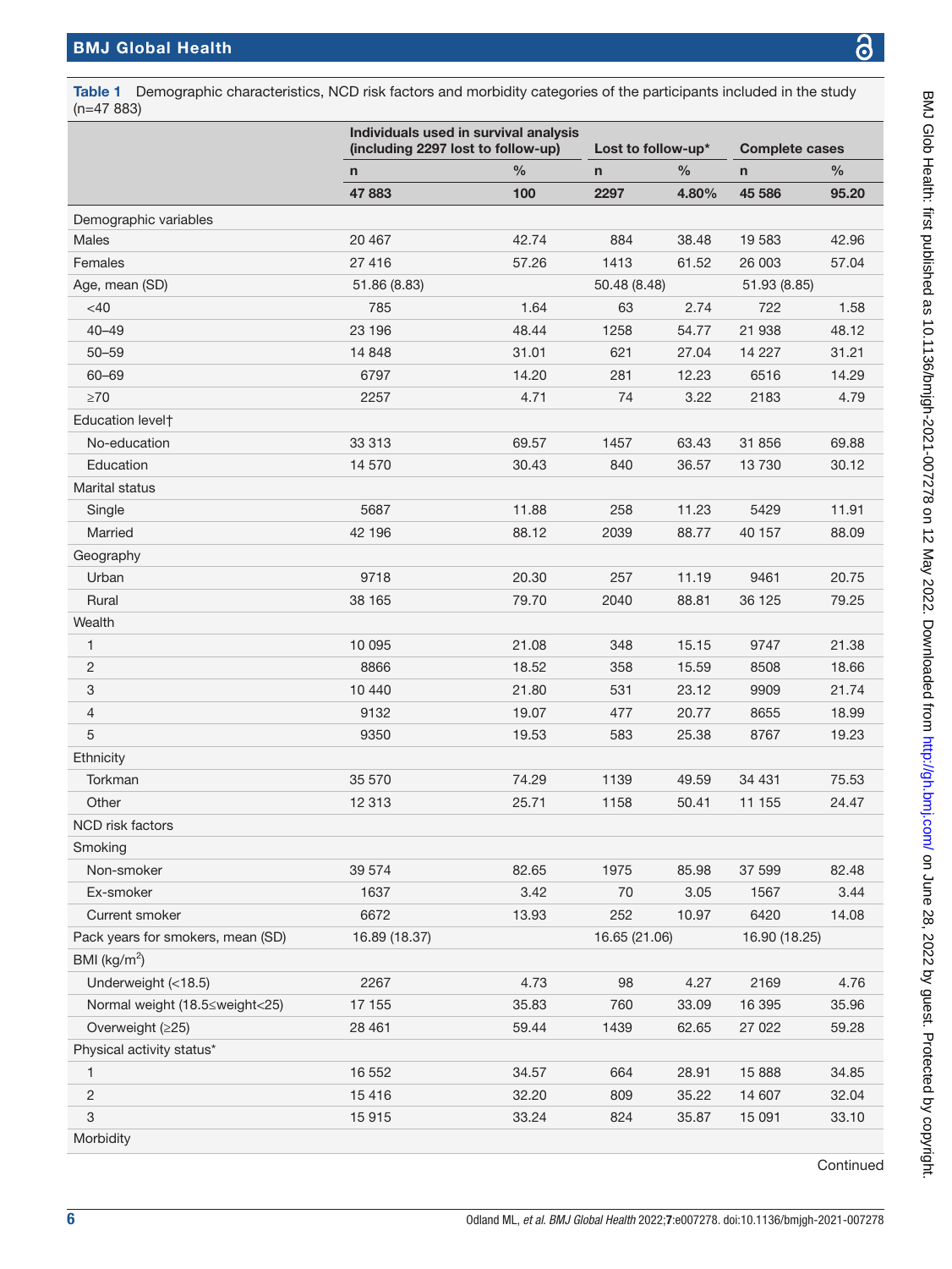**Table 1** Demographic characteristics, NCD risk factors and morbidity categories of the participants included in the study (n=47 883)

| | Individuals used in survival analysis (including 2297 lost to follow-up) | | Lost to follow-up* | | Complete cases | |
|---|---|---|---|---|---|---|
| | n | % | n | % | n | % |
| | **47 883** | **100** | **2297** | **4.80%** | **45 586** | **95.20** |
| Demographic variables | | | | | | |
| Males | 20 467 | 42.74 | 884 | 38.48 | 19 583 | 42.96 |
| Females | 27 416 | 57.26 | 1413 | 61.52 | 26 003 | 57.04 |
| Age, mean (SD) | 51.86 (8.83) | | 50.48 (8.48) | | 51.93 (8.85) | |
| <40 | 785 | 1.64 | 63 | 2.74 | 722 | 1.58 |
| 40–49 | 23 196 | 48.44 | 1258 | 54.77 | 21 938 | 48.12 |
| 50–59 | 14 848 | 31.01 | 621 | 27.04 | 14 227 | 31.21 |
| 60–69 | 6797 | 14.20 | 281 | 12.23 | 6516 | 14.29 |
| ≥70 | 2257 | 4.71 | 74 | 3.22 | 2183 | 4.79 |
| Education level† | | | | | | |
| No-education | 33 313 | 69.57 | 1457 | 63.43 | 31 856 | 69.88 |
| Education | 14 570 | 30.43 | 840 | 36.57 | 13 730 | 30.12 |
| Marital status | | | | | | |
| Single | 5687 | 11.88 | 258 | 11.23 | 5429 | 11.91 |
| Married | 42 196 | 88.12 | 2039 | 88.77 | 40 157 | 88.09 |
| Geography | | | | | | |
| Urban | 9718 | 20.30 | 257 | 11.19 | 9461 | 20.75 |
| Rural | 38 165 | 79.70 | 2040 | 88.81 | 36 125 | 79.25 |
| Wealth | | | | | | |
| 1 | 10 095 | 21.08 | 348 | 15.15 | 9747 | 21.38 |
| 2 | 8866 | 18.52 | 358 | 15.59 | 8508 | 18.66 |
| 3 | 10 440 | 21.80 | 531 | 23.12 | 9909 | 21.74 |
| 4 | 9132 | 19.07 | 477 | 20.77 | 8655 | 18.99 |
| 5 | 9350 | 19.53 | 583 | 25.38 | 8767 | 19.23 |
| Ethnicity | | | | | | |
| Torkman | 35 570 | 74.29 | 1139 | 49.59 | 34 431 | 75.53 |
| Other | 12 313 | 25.71 | 1158 | 50.41 | 11 155 | 24.47 |
| NCD risk factors | | | | | | |
| Smoking | | | | | | |
| Non-smoker | 39 574 | 82.65 | 1975 | 85.98 | 37 599 | 82.48 |
| Ex-smoker | 1637 | 3.42 | 70 | 3.05 | 1567 | 3.44 |
| Current smoker | 6672 | 13.93 | 252 | 10.97 | 6420 | 14.08 |
| Pack years for smokers, mean (SD) | 16.89 (18.37) | | 16.65 (21.06) | | 16.90 (18.25) | |
| BMI (kg/m$^2$) | | | | | | |
| Underweight (<18.5) | 2267 | 4.73 | 98 | 4.27 | 2169 | 4.76 |
| Normal weight (18.5≤weight<25) | 17 155 | 35.83 | 760 | 33.09 | 16 395 | 35.96 |
| Overweight (≥25) | 28 461 | 59.44 | 1439 | 62.65 | 27 022 | 59.28 |
| Physical activity status* | | | | | | |
| 1 | 16 552 | 34.57 | 664 | 28.91 | 15 888 | 34.85 |
| 2 | 15 416 | 32.20 | 809 | 35.22 | 14 607 | 32.04 |
| 3 | 15 915 | 33.24 | 824 | 35.87 | 15 091 | 33.10 |
| Morbidity | | | | | | |

Continued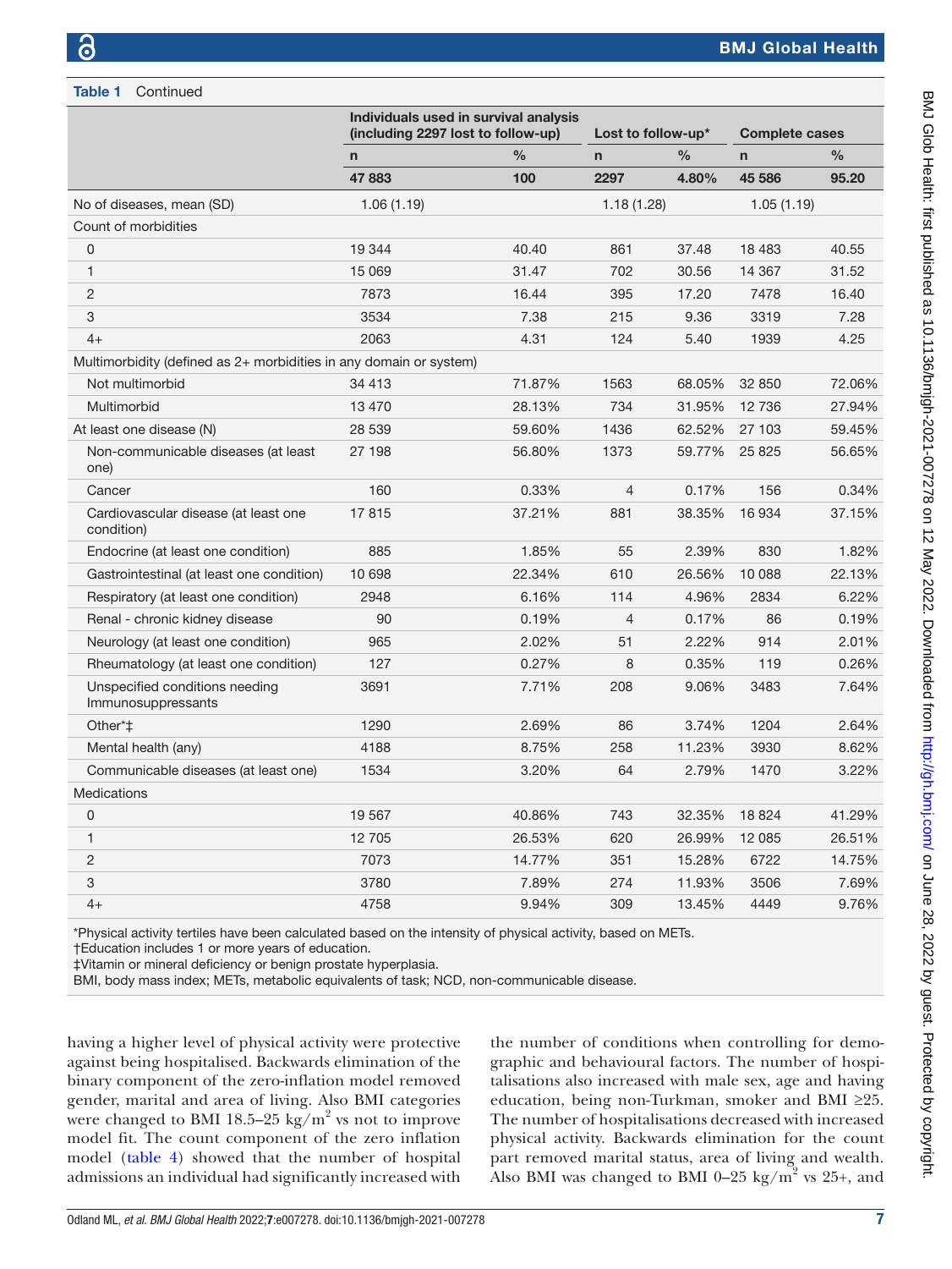**Table 1** Continued

| | Individuals used in survival analysis (including 2297 lost to follow-up) | | Lost to follow-up* | | Complete cases | |
|---|---|---|---|---|---|---|
| | n | % | n | % | n | % |
| | 47 883 | 100 | 2297 | 4.80% | 45 586 | 95.20 |
| No of diseases, mean (SD) | 1.06 (1.19) | | 1.18 (1.28) | | 1.05 (1.19) | |
| Count of morbidities | | | | | | |
| 0 | 19 344 | 40.40 | 861 | 37.48 | 18 483 | 40.55 |
| 1 | 15 069 | 31.47 | 702 | 30.56 | 14 367 | 31.52 |
| 2 | 7873 | 16.44 | 395 | 17.20 | 7478 | 16.40 |
| 3 | 3534 | 7.38 | 215 | 9.36 | 3319 | 7.28 |
| 4+ | 2063 | 4.31 | 124 | 5.40 | 1939 | 4.25 |
| Multimorbidity (defined as 2+ morbidities in any domain or system) | | | | | | |
| Not multimorbid | 34 413 | 71.87% | 1563 | 68.05% | 32 850 | 72.06% |
| Multimorbid | 13 470 | 28.13% | 734 | 31.95% | 12 736 | 27.94% |
| At least one disease (N) | 28 539 | 59.60% | 1436 | 62.52% | 27 103 | 59.45% |
| Non-communicable diseases (at least one) | 27 198 | 56.80% | 1373 | 59.77% | 25 825 | 56.65% |
| Cancer | 160 | 0.33% | 4 | 0.17% | 156 | 0.34% |
| Cardiovascular disease (at least one condition) | 17 815 | 37.21% | 881 | 38.35% | 16 934 | 37.15% |
| Endocrine (at least one condition) | 885 | 1.85% | 55 | 2.39% | 830 | 1.82% |
| Gastrointestinal (at least one condition) | 10 698 | 22.34% | 610 | 26.56% | 10 088 | 22.13% |
| Respiratory (at least one condition) | 2948 | 6.16% | 114 | 4.96% | 2834 | 6.22% |
| Renal - chronic kidney disease | 90 | 0.19% | 4 | 0.17% | 86 | 0.19% |
| Neurology (at least one condition) | 965 | 2.02% | 51 | 2.22% | 914 | 2.01% |
| Rheumatology (at least one condition) | 127 | 0.27% | 8 | 0.35% | 119 | 0.26% |
| Unspecified conditions needing Immunosuppressants | 3691 | 7.71% | 208 | 9.06% | 3483 | 7.64% |
| Other*‡ | 1290 | 2.69% | 86 | 3.74% | 1204 | 2.64% |
| Mental health (any) | 4188 | 8.75% | 258 | 11.23% | 3930 | 8.62% |
| Communicable diseases (at least one) | 1534 | 3.20% | 64 | 2.79% | 1470 | 3.22% |
| Medications | | | | | | |
| 0 | 19 567 | 40.86% | 743 | 32.35% | 18 824 | 41.29% |
| 1 | 12 705 | 26.53% | 620 | 26.99% | 12 085 | 26.51% |
| 2 | 7073 | 14.77% | 351 | 15.28% | 6722 | 14.75% |
| 3 | 3780 | 7.89% | 274 | 11.93% | 3506 | 7.69% |
| 4+ | 4758 | 9.94% | 309 | 13.45% | 4449 | 9.76% |

*Physical activity tertiles have been calculated based on the intensity of physical activity, based on METs.
†Education includes 1 or more years of education.
‡Vitamin or mineral deficiency or benign prostate hyperplasia.
BMI, body mass index; METs, metabolic equivalents of task; NCD, non-communicable disease.

having a higher level of physical activity were protective against being hospitalised. Backwards elimination of the binary component of the zero-inflation model removed gender, marital and area of living. Also BMI categories were changed to BMI 18.5–25 kg/m$^2$ vs not to improve model fit. The count component of the zero inflation model (table 4) showed that the number of hospital admissions an individual had significantly increased with the number of conditions when controlling for demographic and behavioural factors. The number of hospitalisations also increased with male sex, age and having education, being non-Turkman, smoker and BMI ≥25. The number of hospitalisations decreased with increased physical activity. Backwards elimination for the count part removed marital status, area of living and wealth. Also BMI was changed to BMI 0–25 kg/m$^2$ vs 25+, and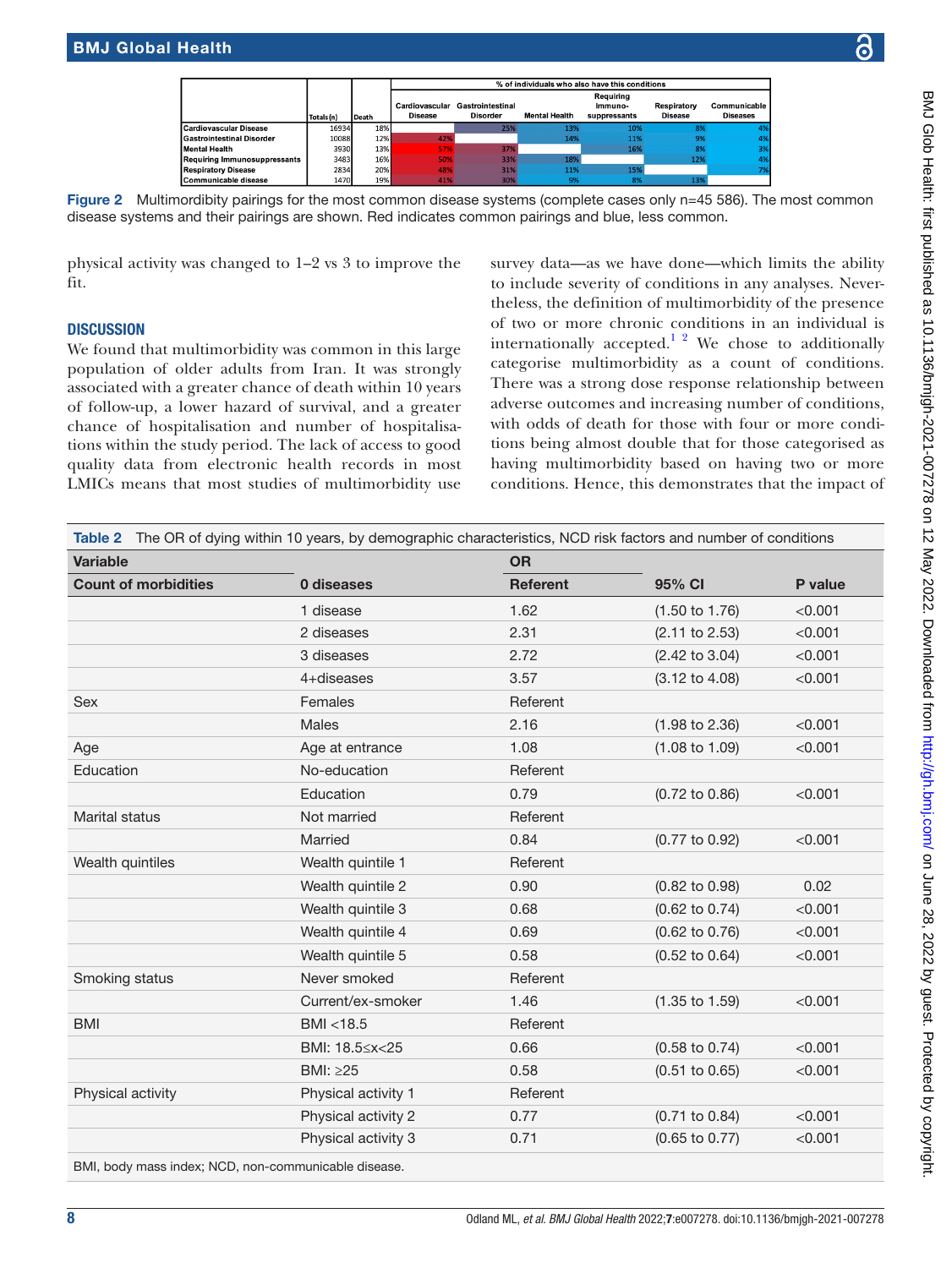| | Totals (n) | Death | % of individuals who also have this conditions | | | | | |
|---|---|---|---|---|---|---|---|---|
| | | | Cardiovascular Disease | Gastrointestinal Disorder | Mental Health | Requiring Immuno-suppressants | Respiratory Disease | Communicable Diseases |
| Cardiovascular Disease | 16934 | 18% | | 25% | 13% | 10% | 8% | 4% |
| Gastrointestinal Disorder | 10088 | 12% | 42% | | 14% | 11% | 9% | 4% |
| Mental Health | 3930 | 13% | 57% | 37% | | 16% | 8% | 3% |
| Requiring Immunosuppressants | 3483 | 16% | 50% | 33% | 18% | | 12% | 4% |
| Respiratory Disease | 2834 | 20% | 48% | 31% | 11% | 15% | | 7% |
| Communicable disease | 1470 | 19% | 41% | 30% | 9% | 8% | 13% | |

**Figure 2** Multimordibity pairings for the most common disease systems (complete cases only n=45 586). The most common disease systems and their pairings are shown. Red indicates common pairings and blue, less common.

physical activity was changed to 1–2 vs 3 to improve the fit.

## DISCUSSION

We found that multimorbidity was common in this large population of older adults from Iran. It was strongly associated with a greater chance of death within 10 years of follow-up, a lower hazard of survival, and a greater chance of hospitalisation and number of hospitalisations within the study period. The lack of access to good quality data from electronic health records in most LMICs means that most studies of multimorbidity use survey data—as we have done—which limits the ability to include severity of conditions in any analyses. Nevertheless, the definition of multimorbidity of the presence of two or more chronic conditions in an individual is internationally accepted.[1,2] We chose to additionally categorise multimorbidity as a count of conditions. There was a strong dose response relationship between adverse outcomes and increasing number of conditions, with odds of death for those with four or more conditions being almost double that for those categorised as having multimorbidity based on having two or more conditions. Hence, this demonstrates that the impact of

**Table 2** The OR of dying within 10 years, by demographic characteristics, NCD risk factors and number of conditions

| Variable | | OR | | |
|---|---|---|---|---|
| Count of morbidities | 0 diseases | Referent | 95% CI | P value |
| | 1 disease | 1.62 | (1.50 to 1.76) | <0.001 |
| | 2 diseases | 2.31 | (2.11 to 2.53) | <0.001 |
| | 3 diseases | 2.72 | (2.42 to 3.04) | <0.001 |
| | 4+diseases | 3.57 | (3.12 to 4.08) | <0.001 |
| Sex | Females | Referent | | |
| | Males | 2.16 | (1.98 to 2.36) | <0.001 |
| Age | Age at entrance | 1.08 | (1.08 to 1.09) | <0.001 |
| Education | No-education | Referent | | |
| | Education | 0.79 | (0.72 to 0.86) | <0.001 |
| Marital status | Not married | Referent | | |
| | Married | 0.84 | (0.77 to 0.92) | <0.001 |
| Wealth quintiles | Wealth quintile 1 | Referent | | |
| | Wealth quintile 2 | 0.90 | (0.82 to 0.98) | 0.02 |
| | Wealth quintile 3 | 0.68 | (0.62 to 0.74) | <0.001 |
| | Wealth quintile 4 | 0.69 | (0.62 to 0.76) | <0.001 |
| | Wealth quintile 5 | 0.58 | (0.52 to 0.64) | <0.001 |
| Smoking status | Never smoked | Referent | | |
| | Current/ex-smoker | 1.46 | (1.35 to 1.59) | <0.001 |
| BMI | BMI <18.5 | Referent | | |
| | BMI: 18.5≤x<25 | 0.66 | (0.58 to 0.74) | <0.001 |
| | BMI: ≥25 | 0.58 | (0.51 to 0.65) | <0.001 |
| Physical activity | Physical activity 1 | Referent | | |
| | Physical activity 2 | 0.77 | (0.71 to 0.84) | <0.001 |
| | Physical activity 3 | 0.71 | (0.65 to 0.77) | <0.001 |

BMI, body mass index; NCD, non-communicable disease.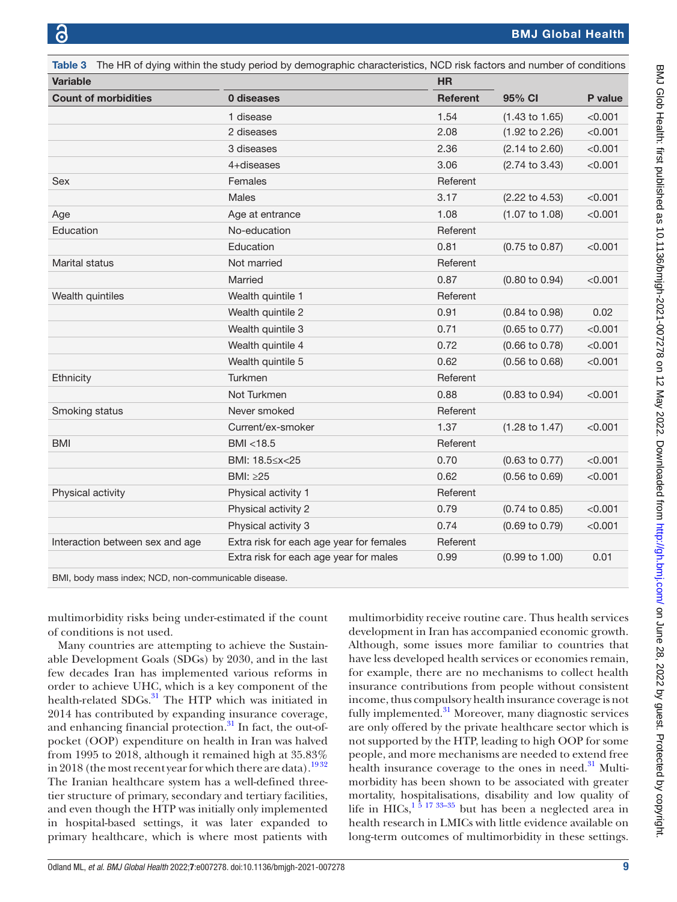Table 3 The HR of dying within the study period by demographic characteristics, NCD risk factors and number of conditions

| Variable | | HR | | |
|---|---|---|---|---|
| Count of morbidities | 0 diseases | Referent | 95% CI | P value |
| | 1 disease | 1.54 | (1.43 to 1.65) | <0.001 |
| | 2 diseases | 2.08 | (1.92 to 2.26) | <0.001 |
| | 3 diseases | 2.36 | (2.14 to 2.60) | <0.001 |
| | 4+diseases | 3.06 | (2.74 to 3.43) | <0.001 |
| Sex | Females | Referent | | |
| | Males | 3.17 | (2.22 to 4.53) | <0.001 |
| Age | Age at entrance | 1.08 | (1.07 to 1.08) | <0.001 |
| Education | No-education | Referent | | |
| | Education | 0.81 | (0.75 to 0.87) | <0.001 |
| Marital status | Not married | Referent | | |
| | Married | 0.87 | (0.80 to 0.94) | <0.001 |
| Wealth quintiles | Wealth quintile 1 | Referent | | |
| | Wealth quintile 2 | 0.91 | (0.84 to 0.98) | 0.02 |
| | Wealth quintile 3 | 0.71 | (0.65 to 0.77) | <0.001 |
| | Wealth quintile 4 | 0.72 | (0.66 to 0.78) | <0.001 |
| | Wealth quintile 5 | 0.62 | (0.56 to 0.68) | <0.001 |
| Ethnicity | Turkmen | Referent | | |
| | Not Turkmen | 0.88 | (0.83 to 0.94) | <0.001 |
| Smoking status | Never smoked | Referent | | |
| | Current/ex-smoker | 1.37 | (1.28 to 1.47) | <0.001 |
| BMI | BMI <18.5 | Referent | | |
| | BMI: 18.5≤x<25 | 0.70 | (0.63 to 0.77) | <0.001 |
| | BMI: ≥25 | 0.62 | (0.56 to 0.69) | <0.001 |
| Physical activity | Physical activity 1 | Referent | | |
| | Physical activity 2 | 0.79 | (0.74 to 0.85) | <0.001 |
| | Physical activity 3 | 0.74 | (0.69 to 0.79) | <0.001 |
| Interaction between sex and age | Extra risk for each age year for females | Referent | | |
| | Extra risk for each age year for males | 0.99 | (0.99 to 1.00) | 0.01 |

BMI, body mass index; NCD, non-communicable disease.

multimorbidity risks being under-estimated if the count of conditions is not used.

Many countries are attempting to achieve the Sustainable Development Goals (SDGs) by 2030, and in the last few decades Iran has implemented various reforms in order to achieve UHC, which is a key component of the health-related SDGs.[31] The HTP which was initiated in 2014 has contributed by expanding insurance coverage, and enhancing financial protection.[31] In fact, the out-of-pocket (OOP) expenditure on health in Iran was halved from 1995 to 2018, although it remained high at 35.83% in 2018 (the most recent year for which there are data).[19,32] The Iranian healthcare system has a well-defined three-tier structure of primary, secondary and tertiary facilities, and even though the HTP was initially only implemented in hospital-based settings, it was later expanded to primary healthcare, which is where most patients with multimorbidity receive routine care. Thus health services development in Iran has accompanied economic growth. Although, some issues more familiar to countries that have less developed health services or economies remain, for example, there are no mechanisms to collect health insurance contributions from people without consistent income, thus compulsory health insurance coverage is not fully implemented.[31] Moreover, many diagnostic services are only offered by the private healthcare sector which is not supported by the HTP, leading to high OOP for some people, and more mechanisms are needed to extend free health insurance coverage to the ones in need.[31] Multimorbidity has been shown to be associated with greater mortality, hospitalisations, disability and low quality of life in HICs,[1,5,17,33–35] but has been a neglected area in health research in LMICs with little evidence available on long-term outcomes of multimorbidity in these settings.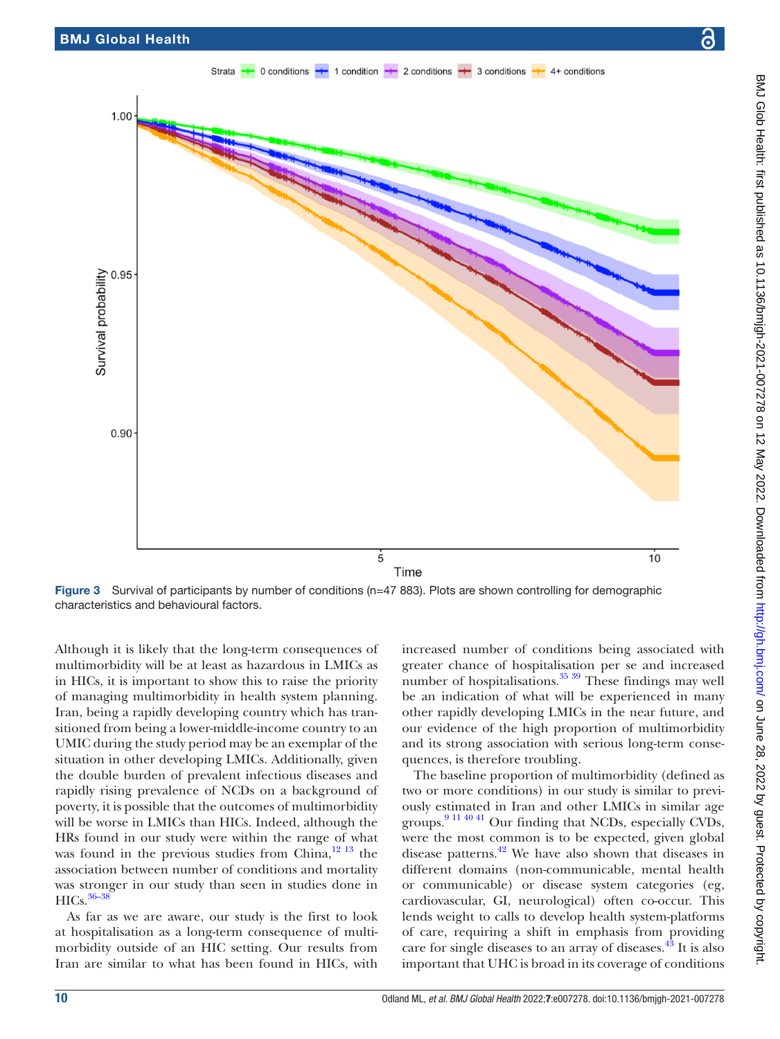Figure 3 Survival of participants by number of conditions (n=47 883). Plots are shown controlling for demographic characteristics and behavioural factors.

Although it is likely that the long-term consequences of multimorbidity will be at least as hazardous in LMICs as in HICs, it is important to show this to raise the priority of managing multimorbidity in health system planning. Iran, being a rapidly developing country which has transitioned from being a lower-middle-income country to an UMIC during the study period may be an exemplar of the situation in other developing LMICs. Additionally, given the double burden of prevalent infectious diseases and rapidly rising prevalence of NCDs on a background of poverty, it is possible that the outcomes of multimorbidity will be worse in LMICs than HICs. Indeed, although the HRs found in our study were within the range of what was found in the previous studies from China,[12 13] the association between number of conditions and mortality was stronger in our study than seen in studies done in HICs.[36–38]

As far as we are aware, our study is the first to look at hospitalisation as a long-term consequence of multimorbidity outside of an HIC setting. Our results from Iran are similar to what has been found in HICs, with increased number of conditions being associated with greater chance of hospitalisation per se and increased number of hospitalisations.[35 39] These findings may well be an indication of what will be experienced in many other rapidly developing LMICs in the near future, and our evidence of the high proportion of multimorbidity and its strong association with serious long-term consequences, is therefore troubling.

The baseline proportion of multimorbidity (defined as two or more conditions) in our study is similar to previously estimated in Iran and other LMICs in similar age groups.[9 11 40 41] Our finding that NCDs, especially CVDs, were the most common is to be expected, given global disease patterns.[42] We have also shown that diseases in different domains (non-communicable, mental health or communicable) or disease system categories (eg, cardiovascular, GI, neurological) often co-occur. This lends weight to calls to develop health system-platforms of care, requiring a shift in emphasis from providing care for single diseases to an array of diseases.[43] It is also important that UHC is broad in its coverage of conditions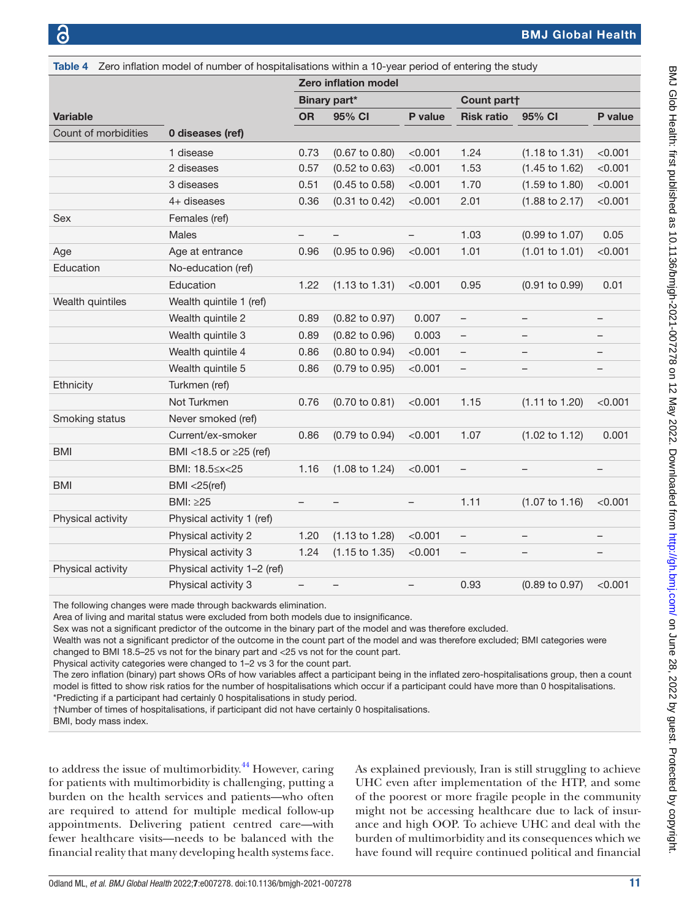**Table 4** Zero inflation model of number of hospitalisations within a 10-year period of entering the study

| Variable | | Zero inflation model | | | | | |
|---|---|---|---|---|---|---|---|
| | | Binary part* | | | Count part† | | |
| | | OR | 95% CI | P value | Risk ratio | 95% CI | P value |
| Count of morbidities | **0 diseases (ref)** | | | | | | |
| | 1 disease | 0.73 | (0.67 to 0.80) | <0.001 | 1.24 | (1.18 to 1.31) | <0.001 |
| | 2 diseases | 0.57 | (0.52 to 0.63) | <0.001 | 1.53 | (1.45 to 1.62) | <0.001 |
| | 3 diseases | 0.51 | (0.45 to 0.58) | <0.001 | 1.70 | (1.59 to 1.80) | <0.001 |
| | 4+ diseases | 0.36 | (0.31 to 0.42) | <0.001 | 2.01 | (1.88 to 2.17) | <0.001 |
| Sex | Females (ref) | | | | | | |
| | Males | – | – | – | 1.03 | (0.99 to 1.07) | 0.05 |
| Age | Age at entrance | 0.96 | (0.95 to 0.96) | <0.001 | 1.01 | (1.01 to 1.01) | <0.001 |
| Education | No-education (ref) | | | | | | |
| | Education | 1.22 | (1.13 to 1.31) | <0.001 | 0.95 | (0.91 to 0.99) | 0.01 |
| Wealth quintiles | Wealth quintile 1 (ref) | | | | | | |
| | Wealth quintile 2 | 0.89 | (0.82 to 0.97) | 0.007 | – | – | – |
| | Wealth quintile 3 | 0.89 | (0.82 to 0.96) | 0.003 | – | – | – |
| | Wealth quintile 4 | 0.86 | (0.80 to 0.94) | <0.001 | – | – | – |
| | Wealth quintile 5 | 0.86 | (0.79 to 0.95) | <0.001 | – | – | – |
| Ethnicity | Turkmen (ref) | | | | | | |
| | Not Turkmen | 0.76 | (0.70 to 0.81) | <0.001 | 1.15 | (1.11 to 1.20) | <0.001 |
| Smoking status | Never smoked (ref) | | | | | | |
| | Current/ex-smoker | 0.86 | (0.79 to 0.94) | <0.001 | 1.07 | (1.02 to 1.12) | 0.001 |
| BMI | BMI <18.5 or ≥25 (ref) | | | | | | |
| | BMI: 18.5≤x<25 | 1.16 | (1.08 to 1.24) | <0.001 | – | – | – |
| BMI | BMI <25(ref) | | | | | | |
| | BMI: ≥25 | – | – | – | 1.11 | (1.07 to 1.16) | <0.001 |
| Physical activity | Physical activity 1 (ref) | | | | | | |
| | Physical activity 2 | 1.20 | (1.13 to 1.28) | <0.001 | – | – | – |
| | Physical activity 3 | 1.24 | (1.15 to 1.35) | <0.001 | – | – | – |
| Physical activity | Physical activity 1–2 (ref) | | | | | | |
| | Physical activity 3 | – | – | – | 0.93 | (0.89 to 0.97) | <0.001 |

The following changes were made through backwards elimination.
Area of living and marital status were excluded from both models due to insignificance.
Sex was not a significant predictor of the outcome in the binary part of the model and was therefore excluded.
Wealth was not a significant predictor of the outcome in the count part of the model and was therefore excluded; BMI categories were changed to BMI 18.5–25 vs not for the binary part and <25 vs not for the count part.
Physical activity categories were changed to 1–2 vs 3 for the count part.
The zero inflation (binary) part shows ORs of how variables affect a participant being in the inflated zero-hospitalisations group, then a count model is fitted to show risk ratios for the number of hospitalisations which occur if a participant could have more than 0 hospitalisations.
*Predicting if a participant had certainly 0 hospitalisations in study period.
†Number of times of hospitalisations, if participant did not have certainly 0 hospitalisations.
BMI, body mass index.

to address the issue of multimorbidity.[44] However, caring for patients with multimorbidity is challenging, putting a burden on the health services and patients—who often are required to attend for multiple medical follow-up appointments. Delivering patient centred care—with fewer healthcare visits—needs to be balanced with the financial reality that many developing health systems face.

As explained previously, Iran is still struggling to achieve UHC even after implementation of the HTP, and some of the poorest or more fragile people in the community might not be accessing healthcare due to lack of insurance and high OOP. To achieve UHC and deal with the burden of multimorbidity and its consequences which we have found will require continued political and financial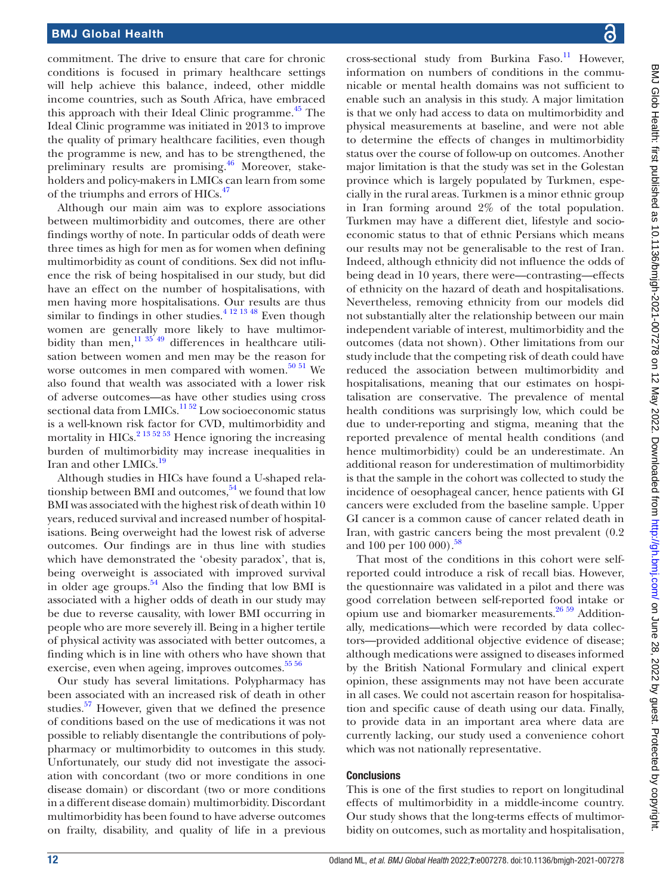commitment. The drive to ensure that care for chronic conditions is focused in primary healthcare settings will help achieve this balance, indeed, other middle income countries, such as South Africa, have embraced this approach with their Ideal Clinic programme.[45] The Ideal Clinic programme was initiated in 2013 to improve the quality of primary healthcare facilities, even though the programme is new, and has to be strengthened, the preliminary results are promising.[46] Moreover, stakeholders and policy-makers in LMICs can learn from some of the triumphs and errors of HICs.[47]

Although our main aim was to explore associations between multimorbidity and outcomes, there are other findings worthy of note. In particular odds of death were three times as high for men as for women when defining multimorbidity as count of conditions. Sex did not influence the risk of being hospitalised in our study, but did have an effect on the number of hospitalisations, with men having more hospitalisations. Our results are thus similar to findings in other studies.[4 12 13 48] Even though women are generally more likely to have multimorbidity than men,[11 35 49] differences in healthcare utilisation between women and men may be the reason for worse outcomes in men compared with women.[50 51] We also found that wealth was associated with a lower risk of adverse outcomes—as have other studies using cross sectional data from LMICs.[11 52] Low socioeconomic status is a well-known risk factor for CVD, multimorbidity and mortality in HICs.[2 13 52 53] Hence ignoring the increasing burden of multimorbidity may increase inequalities in Iran and other LMICs.[19]

Although studies in HICs have found a U-shaped relationship between BMI and outcomes,[54] we found that low BMI was associated with the highest risk of death within 10 years, reduced survival and increased number of hospitalisations. Being overweight had the lowest risk of adverse outcomes. Our findings are in thus line with studies which have demonstrated the 'obesity paradox', that is, being overweight is associated with improved survival in older age groups.[54] Also the finding that low BMI is associated with a higher odds of death in our study may be due to reverse causality, with lower BMI occurring in people who are more severely ill. Being in a higher tertile of physical activity was associated with better outcomes, a finding which is in line with others who have shown that exercise, even when ageing, improves outcomes.[55 56]

Our study has several limitations. Polypharmacy has been associated with an increased risk of death in other studies.[57] However, given that we defined the presence of conditions based on the use of medications it was not possible to reliably disentangle the contributions of polypharmacy or multimorbidity to outcomes in this study. Unfortunately, our study did not investigate the association with concordant (two or more conditions in one disease domain) or discordant (two or more conditions in a different disease domain) multimorbidity. Discordant multimorbidity has been found to have adverse outcomes on frailty, disability, and quality of life in a previous cross-sectional study from Burkina Faso.[11] However, information on numbers of conditions in the communicable or mental health domains was not sufficient to enable such an analysis in this study. A major limitation is that we only had access to data on multimorbidity and physical measurements at baseline, and were not able to determine the effects of changes in multimorbidity status over the course of follow-up on outcomes. Another major limitation is that the study was set in the Golestan province which is largely populated by Turkmen, especially in the rural areas. Turkmen is a minor ethnic group in Iran forming around 2% of the total population. Turkmen may have a different diet, lifestyle and socioeconomic status to that of ethnic Persians which means our results may not be generalisable to the rest of Iran. Indeed, although ethnicity did not influence the odds of being dead in 10 years, there were—contrasting—effects of ethnicity on the hazard of death and hospitalisations. Nevertheless, removing ethnicity from our models did not substantially alter the relationship between our main independent variable of interest, multimorbidity and the outcomes (data not shown). Other limitations from our study include that the competing risk of death could have reduced the association between multimorbidity and hospitalisations, meaning that our estimates on hospitalisation are conservative. The prevalence of mental health conditions was surprisingly low, which could be due to under-reporting and stigma, meaning that the reported prevalence of mental health conditions (and hence multimorbidity) could be an underestimate. An additional reason for underestimation of multimorbidity is that the sample in the cohort was collected to study the incidence of oesophageal cancer, hence patients with GI cancers were excluded from the baseline sample. Upper GI cancer is a common cause of cancer related death in Iran, with gastric cancers being the most prevalent (0.2 and 100 per 100 000).[58]

That most of the conditions in this cohort were self-reported could introduce a risk of recall bias. However, the questionnaire was validated in a pilot and there was good correlation between self-reported food intake or opium use and biomarker measurements.[26 59] Additionally, medications—which were recorded by data collectors—provided additional objective evidence of disease; although medications were assigned to diseases informed by the British National Formulary and clinical expert opinion, these assignments may not have been accurate in all cases. We could not ascertain reason for hospitalisation and specific cause of death using our data. Finally, to provide data in an important area where data are currently lacking, our study used a convenience cohort which was not nationally representative.

## Conclusions

This is one of the first studies to report on longitudinal effects of multimorbidity in a middle-income country. Our study shows that the long-terms effects of multimorbidity on outcomes, such as mortality and hospitalisation,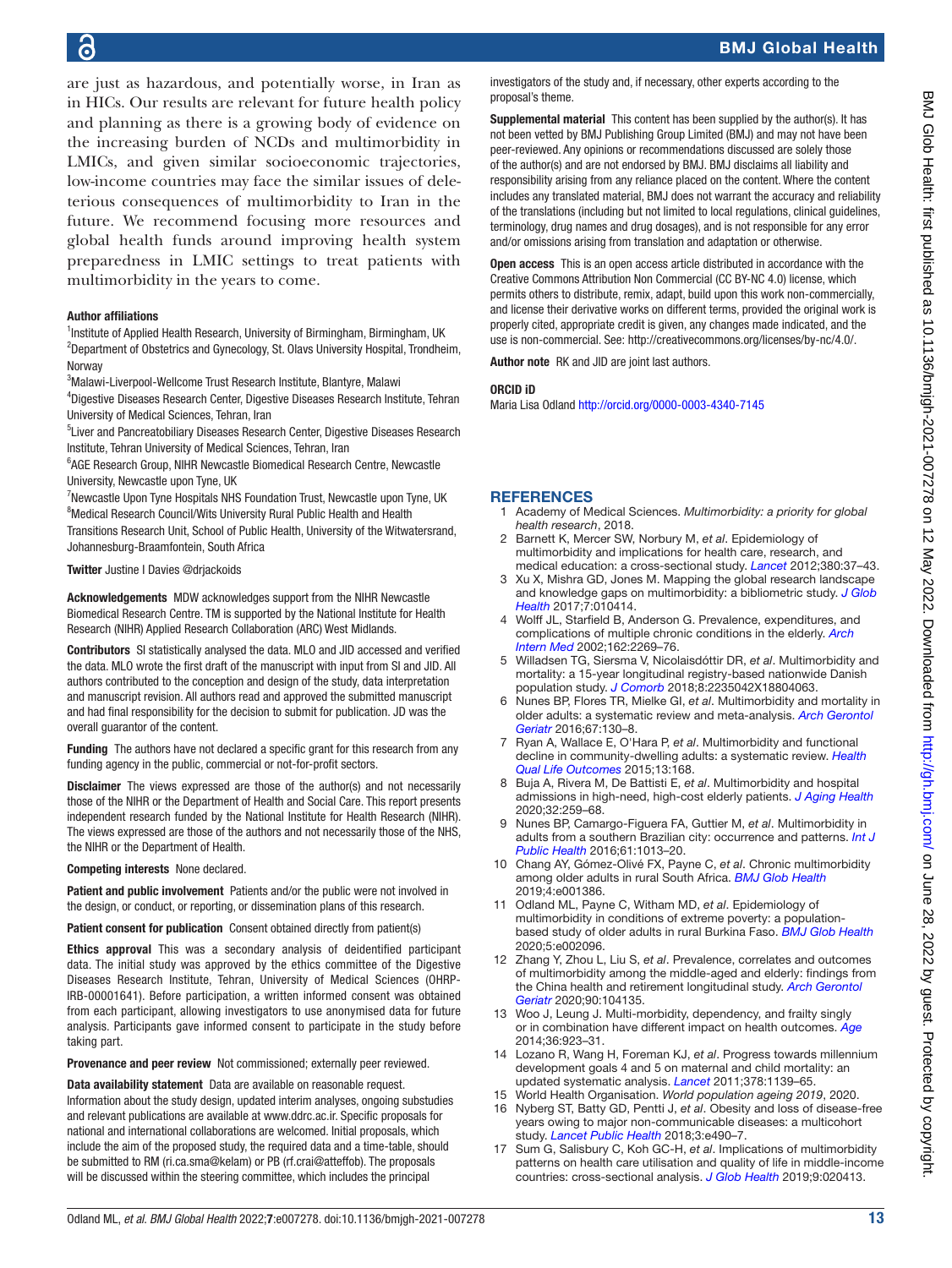are just as hazardous, and potentially worse, in Iran as in HICs. Our results are relevant for future health policy and planning as there is a growing body of evidence on the increasing burden of NCDs and multimorbidity in LMICs, and given similar socioeconomic trajectories, low-income countries may face the similar issues of deleterious consequences of multimorbidity to Iran in the future. We recommend focusing more resources and global health funds around improving health system preparedness in LMIC settings to treat patients with multimorbidity in the years to come.

**Author affiliations**

[1]Institute of Applied Health Research, University of Birmingham, Birmingham, UK
[2]Department of Obstetrics and Gynecology, St. Olavs University Hospital, Trondheim, Norway
[3]Malawi-Liverpool-Wellcome Trust Research Institute, Blantyre, Malawi
[4]Digestive Diseases Research Center, Digestive Diseases Research Institute, Tehran University of Medical Sciences, Tehran, Iran
[5]Liver and Pancreatobiliary Diseases Research Center, Digestive Diseases Research Institute, Tehran University of Medical Sciences, Tehran, Iran
[6]AGE Research Group, NIHR Newcastle Biomedical Research Centre, Newcastle University, Newcastle upon Tyne, UK
[7]Newcastle Upon Tyne Hospitals NHS Foundation Trust, Newcastle upon Tyne, UK
[8]Medical Research Council/Wits University Rural Public Health and Health Transitions Research Unit, School of Public Health, University of the Witwatersrand, Johannesburg-Braamfontein, South Africa

**Twitter** Justine I Davies @drjackoids

**Acknowledgements** MDW acknowledges support from the NIHR Newcastle Biomedical Research Centre. TM is supported by the National Institute for Health Research (NIHR) Applied Research Collaboration (ARC) West Midlands.

**Contributors** SI statistically analysed the data. MLO and JID accessed and verified the data. MLO wrote the first draft of the manuscript with input from SI and JID. All authors contributed to the conception and design of the study, data interpretation and manuscript revision. All authors read and approved the submitted manuscript and had final responsibility for the decision to submit for publication. JD was the overall guarantor of the content.

**Funding** The authors have not declared a specific grant for this research from any funding agency in the public, commercial or not-for-profit sectors.

**Disclaimer** The views expressed are those of the author(s) and not necessarily those of the NIHR or the Department of Health and Social Care. This report presents independent research funded by the National Institute for Health Research (NIHR). The views expressed are those of the authors and not necessarily those of the NHS, the NIHR or the Department of Health.

**Competing interests** None declared.

**Patient and public involvement** Patients and/or the public were not involved in the design, or conduct, or reporting, or dissemination plans of this research.

**Patient consent for publication** Consent obtained directly from patient(s)

**Ethics approval** This was a secondary analysis of deidentified participant data. The initial study was approved by the ethics committee of the Digestive Diseases Research Institute, Tehran, University of Medical Sciences (OHRP-IRB-00001641). Before participation, a written informed consent was obtained from each participant, allowing investigators to use anonymised data for future analysis. Participants gave informed consent to participate in the study before taking part.

**Provenance and peer review** Not commissioned; externally peer reviewed.

**Data availability statement** Data are available on reasonable request. Information about the study design, updated interim analyses, ongoing substudies and relevant publications are available at www.ddrc.ac.ir. Specific proposals for national and international collaborations are welcomed. Initial proposals, which include the aim of the proposed study, the required data and a time-table, should be submitted to RM (ri.ca.sma@kelam) or PB (rf.crai@atteffob). The proposals will be discussed within the steering committee, which includes the principal investigators of the study and, if necessary, other experts according to the proposal's theme.

**Supplemental material** This content has been supplied by the author(s). It has not been vetted by BMJ Publishing Group Limited (BMJ) and may not have been peer-reviewed. Any opinions or recommendations discussed are solely those of the author(s) and are not endorsed by BMJ. BMJ disclaims all liability and responsibility arising from any reliance placed on the content. Where the content includes any translated material, BMJ does not warrant the accuracy and reliability of the translations (including but not limited to local regulations, clinical guidelines, terminology, drug names and drug dosages), and is not responsible for any error and/or omissions arising from translation and adaptation or otherwise.

**Open access** This is an open access article distributed in accordance with the Creative Commons Attribution Non Commercial (CC BY-NC 4.0) license, which permits others to distribute, remix, adapt, build upon this work non-commercially, and license their derivative works on different terms, provided the original work is properly cited, appropriate credit is given, any changes made indicated, and the use is non-commercial. See: http://creativecommons.org/licenses/by-nc/4.0/.

**Author note** RK and JID are joint last authors.

**ORCID iD**

Maria Lisa Odland http://orcid.org/0000-0003-4340-7145

## REFERENCES

1. Academy of Medical Sciences. *Multimorbidity: a priority for global health research*, 2018.
2. Barnett K, Mercer SW, Norbury M, *et al*. Epidemiology of multimorbidity and implications for health care, research, and medical education: a cross-sectional study. *Lancet* 2012;380:37–43.
3. Xu X, Mishra GD, Jones M. Mapping the global research landscape and knowledge gaps on multimorbidity: a bibliometric study. *J Glob Health* 2017;7:010414.
4. Wolff JL, Starfield B, Anderson G. Prevalence, expenditures, and complications of multiple chronic conditions in the elderly. *Arch Intern Med* 2002;162:2269–76.
5. Willadsen TG, Siersma V, Nicolaisdóttir DR, *et al*. Multimorbidity and mortality: a 15-year longitudinal registry-based nationwide Danish population study. *J Comorb* 2018;8:2235042X18804063.
6. Nunes BP, Flores TR, Mielke GI, *et al*. Multimorbidity and mortality in older adults: a systematic review and meta-analysis. *Arch Gerontol Geriatr* 2016;67:130–8.
7. Ryan A, Wallace E, O'Hara P, *et al*. Multimorbidity and functional decline in community-dwelling adults: a systematic review. *Health Qual Life Outcomes* 2015;13:168.
8. Buja A, Rivera M, De Battisti E, *et al*. Multimorbidity and hospital admissions in high-need, high-cost elderly patients. *J Aging Health* 2020;32:259–68.
9. Nunes BP, Camargo-Figuera FA, Guttier M, *et al*. Multimorbidity in adults from a southern Brazilian city: occurrence and patterns. *Int J Public Health* 2016;61:1013–20.
10. Chang AY, Gómez-Olivé FX, Payne C, *et al*. Chronic multimorbidity among older adults in rural South Africa. *BMJ Glob Health* 2019;4:e001386.
11. Odland ML, Payne C, Witham MD, *et al*. Epidemiology of multimorbidity in conditions of extreme poverty: a population-based study of older adults in rural Burkina Faso. *BMJ Glob Health* 2020;5:e002096.
12. Zhang Y, Zhou L, Liu S, *et al*. Prevalence, correlates and outcomes of multimorbidity among the middle-aged and elderly: findings from the China health and retirement longitudinal study. *Arch Gerontol Geriatr* 2020;90:104135.
13. Woo J, Leung J. Multi-morbidity, dependency, and frailty singly or in combination have different impact on health outcomes. *Age* 2014;36:923–31.
14. Lozano R, Wang H, Foreman KJ, *et al*. Progress towards millennium development goals 4 and 5 on maternal and child mortality: an updated systematic analysis. *Lancet* 2011;378:1139–65.
15. World Health Organisation. *World population ageing 2019*, 2020.
16. Nyberg ST, Batty GD, Pentti J, *et al*. Obesity and loss of disease-free years owing to major non-communicable diseases: a multicohort study. *Lancet Public Health* 2018;3:e490–7.
17. Sum G, Salisbury C, Koh GC-H, *et al*. Implications of multimorbidity patterns on health care utilisation and quality of life in middle-income countries: cross-sectional analysis. *J Glob Health* 2019;9:020413.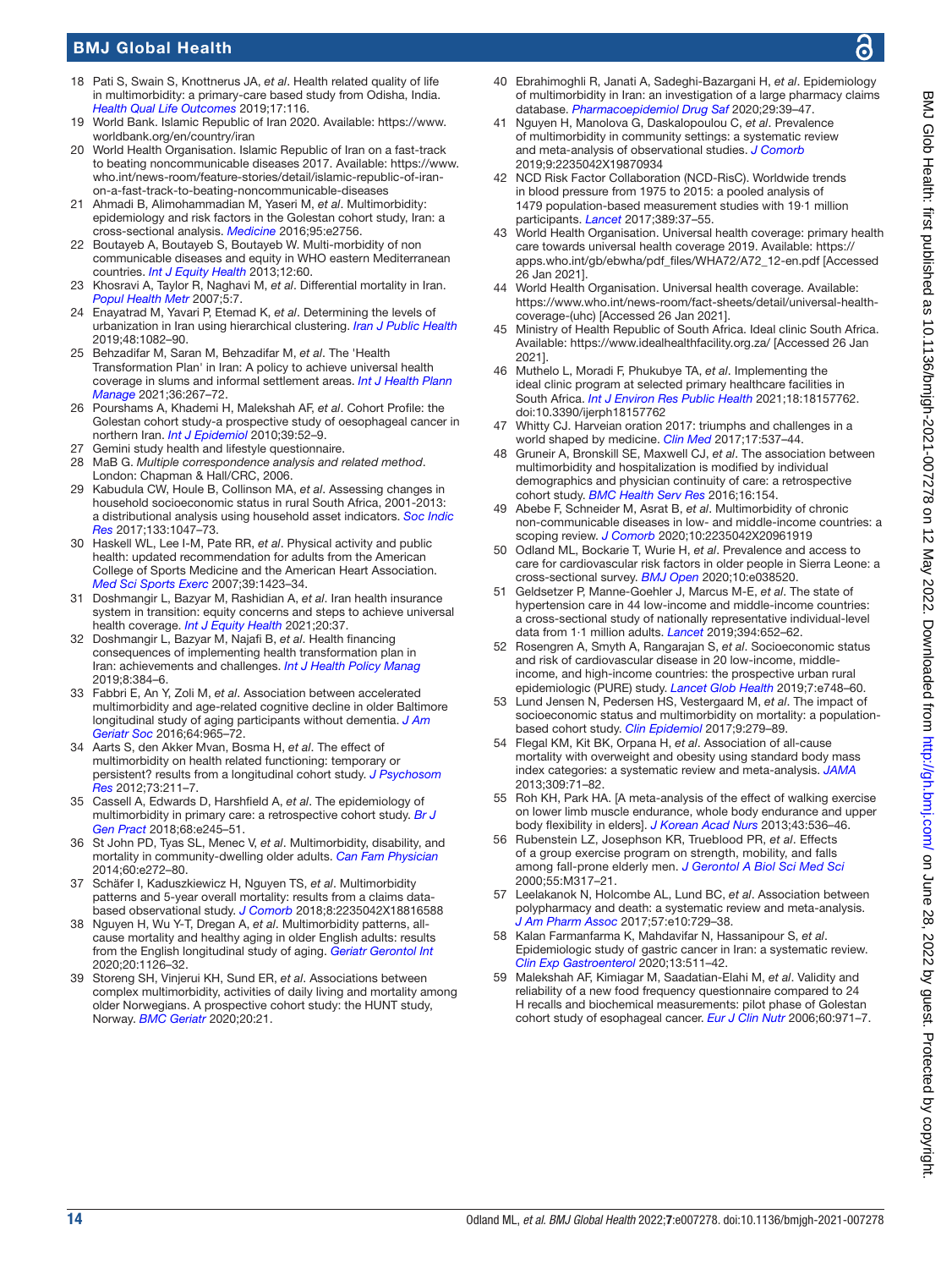18 Pati S, Swain S, Knottnerus JA, *et al*. Health related quality of life in multimorbidity: a primary-care based study from Odisha, India. *Health Qual Life Outcomes* 2019;17:116.

19 World Bank. Islamic Republic of Iran 2020. Available: https://www.worldbank.org/en/country/iran

20 World Health Organisation. Islamic Republic of Iran on a fast-track to beating noncommunicable diseases 2017. Available: https://www.who.int/news-room/feature-stories/detail/islamic-republic-of-iran-on-a-fast-track-to-beating-noncommunicable-diseases

21 Ahmadi B, Alimohammadian M, Yaseri M, *et al*. Multimorbidity: epidemiology and risk factors in the Golestan cohort study, Iran: a cross-sectional analysis. *Medicine* 2016;95:e2756.

22 Boutayeb A, Boutayeb S, Boutayeb W. Multi-morbidity of non communicable diseases and equity in WHO eastern Mediterranean countries. *Int J Equity Health* 2013;12:60.

23 Khosravi A, Taylor R, Naghavi M, *et al*. Differential mortality in Iran. *Popul Health Metr* 2007;5:7.

24 Enayatrad M, Yavari P, Etemad K, *et al*. Determining the levels of urbanization in Iran using hierarchical clustering. *Iran J Public Health* 2019;48:1082–90.

25 Behzadifar M, Saran M, Behzadifar M, *et al*. The 'Health Transformation Plan' in Iran: A policy to achieve universal health coverage in slums and informal settlement areas. *Int J Health Plann Manage* 2021;36:267–72.

26 Pourshams A, Khademi H, Malekshah AF, *et al*. Cohort Profile: the Golestan cohort study-a prospective study of oesophageal cancer in northern Iran. *Int J Epidemiol* 2010;39:52–9.

27 Gemini study health and lifestyle questionnaire.

28 MaB G. *Multiple correspondence analysis and related method*. London: Chapman & Hall/CRC, 2006.

29 Kabudula CW, Houle B, Collinson MA, *et al*. Assessing changes in household socioeconomic status in rural South Africa, 2001-2013: a distributional analysis using household asset indicators. *Soc Indic Res* 2017;133:1047–73.

30 Haskell WL, Lee I-M, Pate RR, *et al*. Physical activity and public health: updated recommendation for adults from the American College of Sports Medicine and the American Heart Association. *Med Sci Sports Exerc* 2007;39:1423–34.

31 Doshmangir L, Bazyar M, Rashidian A, *et al*. Iran health insurance system in transition: equity concerns and steps to achieve universal health coverage. *Int J Equity Health* 2021;20:37.

32 Doshmangir L, Bazyar M, Najafi B, *et al*. Health financing consequences of implementing health transformation plan in Iran: achievements and challenges. *Int J Health Policy Manag* 2019;8:384–6.

33 Fabbri E, An Y, Zoli M, *et al*. Association between accelerated multimorbidity and age-related cognitive decline in older Baltimore longitudinal study of aging participants without dementia. *J Am Geriatr Soc* 2016;64:965–72.

34 Aarts S, den Akker Mvan, Bosma H, *et al*. The effect of multimorbidity on health related functioning: temporary or persistent? results from a longitudinal cohort study. *J Psychosom Res* 2012;73:211–7.

35 Cassell A, Edwards D, Harshfield A, *et al*. The epidemiology of multimorbidity in primary care: a retrospective cohort study. *Br J Gen Pract* 2018;68:e245–51.

36 St John PD, Tyas SL, Menec V, *et al*. Multimorbidity, disability, and mortality in community-dwelling older adults. *Can Fam Physician* 2014;60:e272–80.

37 Schäfer I, Kaduszkiewicz H, Nguyen TS, *et al*. Multimorbidity patterns and 5-year overall mortality: results from a claims data-based observational study. *J Comorb* 2018;8:2235042X18816588

38 Nguyen H, Wu Y-T, Dregan A, *et al*. Multimorbidity patterns, all-cause mortality and healthy aging in older English adults: results from the English longitudinal study of aging. *Geriatr Gerontol Int* 2020;20:1126–32.

39 Storeng SH, Vinjerui KH, Sund ER, *et al*. Associations between complex multimorbidity, activities of daily living and mortality among older Norwegians. A prospective cohort study: the HUNT study, Norway. *BMC Geriatr* 2020;20:21.

40 Ebrahimoghli R, Janati A, Sadeghi-Bazargani H, *et al*. Epidemiology of multimorbidity in Iran: an investigation of a large pharmacy claims database. *Pharmacoepidemiol Drug Saf* 2020;29:39–47.

41 Nguyen H, Manolova G, Daskalopoulou C, *et al*. Prevalence of multimorbidity in community settings: a systematic review and meta-analysis of observational studies. *J Comorb* 2019;9:2235042X19870934

42 NCD Risk Factor Collaboration (NCD-RisC). Worldwide trends in blood pressure from 1975 to 2015: a pooled analysis of 1479 population-based measurement studies with 19·1 million participants. *Lancet* 2017;389:37–55.

43 World Health Organisation. Universal health coverage: primary health care towards universal health coverage 2019. Available: https://apps.who.int/gb/ebwha/pdf_files/WHA72/A72_12-en.pdf [Accessed 26 Jan 2021].

44 World Health Organisation. Universal health coverage. Available: https://www.who.int/news-room/fact-sheets/detail/universal-health-coverage-(uhc) [Accessed 26 Jan 2021].

45 Ministry of Health Republic of South Africa. Ideal clinic South Africa. Available: https://www.idealhealthfacility.org.za/ [Accessed 26 Jan 2021].

46 Muthelo L, Moradi F, Phukubye TA, *et al*. Implementing the ideal clinic program at selected primary healthcare facilities in South Africa. *Int J Environ Res Public Health* 2021;18:18157762. doi:10.3390/ijerph18157762

47 Whitty CJ. Harveian oration 2017: triumphs and challenges in a world shaped by medicine. *Clin Med* 2017;17:537–44.

48 Gruneir A, Bronskill SE, Maxwell CJ, *et al*. The association between multimorbidity and hospitalization is modified by individual demographics and physician continuity of care: a retrospective cohort study. *BMC Health Serv Res* 2016;16:154.

49 Abebe F, Schneider M, Asrat B, *et al*. Multimorbidity of chronic non-communicable diseases in low- and middle-income countries: a scoping review. *J Comorb* 2020;10:2235042X20961919

50 Odland ML, Bockarie T, Wurie H, *et al*. Prevalence and access to care for cardiovascular risk factors in older people in Sierra Leone: a cross-sectional survey. *BMJ Open* 2020;10:e038520.

51 Geldsetzer P, Manne-Goehler J, Marcus M-E, *et al*. The state of hypertension care in 44 low-income and middle-income countries: a cross-sectional study of nationally representative individual-level data from 1·1 million adults. *Lancet* 2019;394:652–62.

52 Rosengren A, Smyth A, Rangarajan S, *et al*. Socioeconomic status and risk of cardiovascular disease in 20 low-income, middle-income, and high-income countries: the prospective urban rural epidemiologic (PURE) study. *Lancet Glob Health* 2019;7:e748–60.

53 Lund Jensen N, Pedersen HS, Vestergaard M, *et al*. The impact of socioeconomic status and multimorbidity on mortality: a population-based cohort study. *Clin Epidemiol* 2017;9:279–89.

54 Flegal KM, Kit BK, Orpana H, *et al*. Association of all-cause mortality with overweight and obesity using standard body mass index categories: a systematic review and meta-analysis. *JAMA* 2013;309:71–82.

55 Roh KH, Park HA. [A meta-analysis of the effect of walking exercise on lower limb muscle endurance, whole body endurance and upper body flexibility in elders]. *J Korean Acad Nurs* 2013;43:536–46.

56 Rubenstein LZ, Josephson KR, Trueblood PR, *et al*. Effects of a group exercise program on strength, mobility, and falls among fall-prone elderly men. *J Gerontol A Biol Sci Med Sci* 2000;55:M317–21.

57 Leelakanok N, Holcombe AL, Lund BC, *et al*. Association between polypharmacy and death: a systematic review and meta-analysis. *J Am Pharm Assoc* 2017;57:e10:729–38.

58 Kalan Farmanfarma K, Mahdavifar N, Hassanipour S, *et al*. Epidemiologic study of gastric cancer in Iran: a systematic review. *Clin Exp Gastroenterol* 2020;13:511–42.

59 Malekshah AF, Kimiagar M, Saadatian-Elahi M, *et al*. Validity and reliability of a new food frequency questionnaire compared to 24 H recalls and biochemical measurements: pilot phase of Golestan cohort study of esophageal cancer. *Eur J Clin Nutr* 2006;60:971–7.